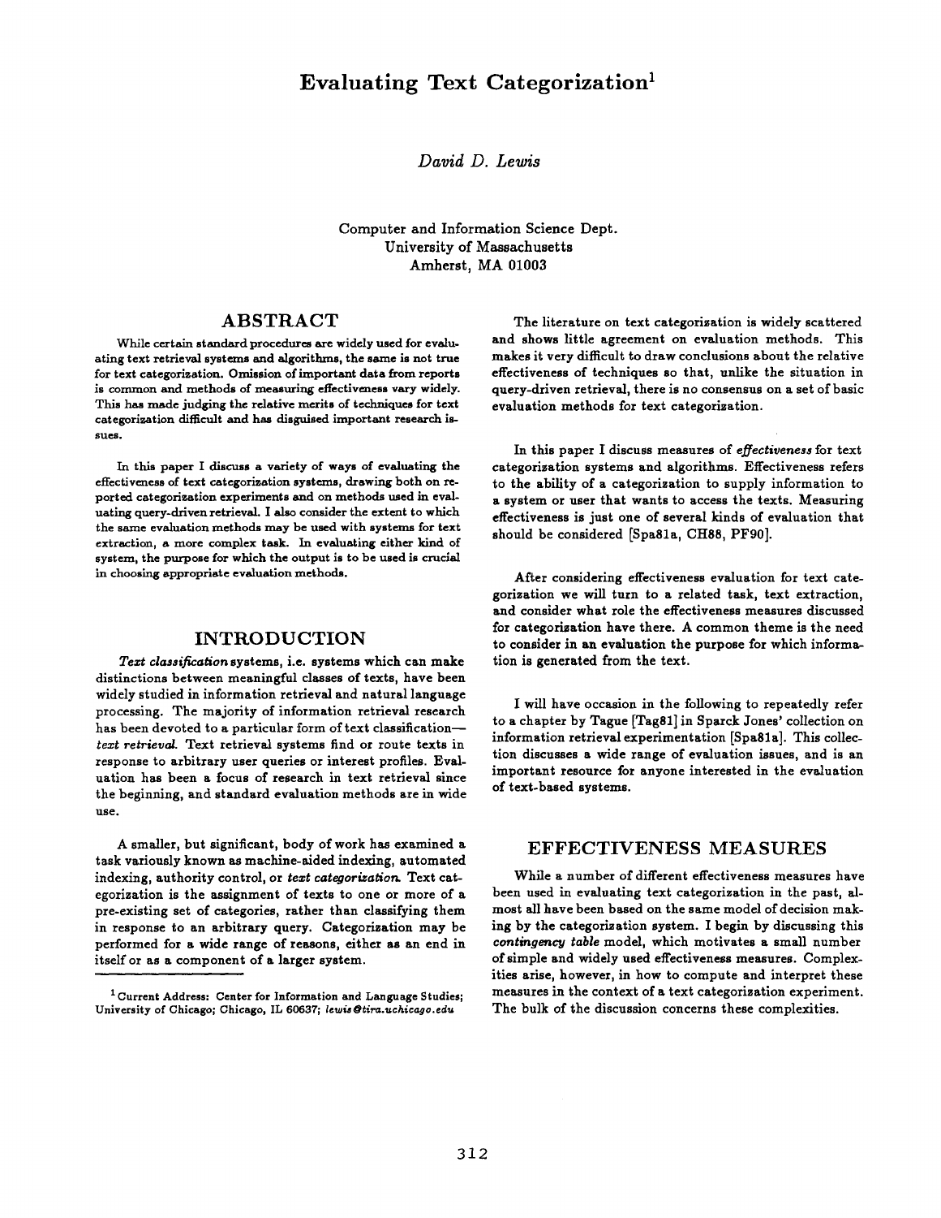# Evaluating Text Categorization[1]

*David D. Lewis*

Computer and Information Science Dept.
University of Massachusetts
Amherst, MA 01003

## ABSTRACT

While certain standard procedures are widely used for evaluating text retrieval systems and algorithms, the same is not true for text categorization. Omission of important data from reports is common and methods of measuring effectiveness vary widely. This has made judging the relative merits of techniques for text categorization difficult and has disguised important research issues.

In this paper I discuss a variety of ways of evaluating the effectiveness of text categorization systems, drawing both on reported categorization experiments and on methods used in evaluating query-driven retrieval. I also consider the extent to which the same evaluation methods may be used with systems for text extraction, a more complex task. In evaluating either kind of system, the purpose for which the output is to be used is crucial in choosing appropriate evaluation methods.

## INTRODUCTION

*Text classification* systems, i.e. systems which can make distinctions between meaningful classes of texts, have been widely studied in information retrieval and natural language processing. The majority of information retrieval research has been devoted to a particular form of text classification—*text retrieval*. Text retrieval systems find or route texts in response to arbitrary user queries or interest profiles. Evaluation has been a focus of research in text retrieval since the beginning, and standard evaluation methods are in wide use.

A smaller, but significant, body of work has examined a task variously known as machine-aided indexing, automated indexing, authority control, or *text categorization*. Text categorization is the assignment of texts to one or more of a pre-existing set of categories, rather than classifying them in response to an arbitrary query. Categorization may be performed for a wide range of reasons, either as an end in itself or as a component of a larger system.

[1] Current Address: Center for Information and Language Studies; University of Chicago; Chicago, IL 60637; *lewis@tira.uchicago.edu*

The literature on text categorization is widely scattered and shows little agreement on evaluation methods. This makes it very difficult to draw conclusions about the relative effectiveness of techniques so that, unlike the situation in query-driven retrieval, there is no consensus on a set of basic evaluation methods for text categorization.

In this paper I discuss measures of *effectiveness* for text categorization systems and algorithms. Effectiveness refers to the ability of a categorization to supply information to a system or user that wants to access the texts. Measuring effectiveness is just one of several kinds of evaluation that should be considered [Spa81a, CH88, PF90].

After considering effectiveness evaluation for text categorization we will turn to a related task, text extraction, and consider what role the effectiveness measures discussed for categorization have there. A common theme is the need to consider in an evaluation the purpose for which information is generated from the text.

I will have occasion in the following to repeatedly refer to a chapter by Tague [Tag81] in Sparck Jones' collection on information retrieval experimentation [Spa81a]. This collection discusses a wide range of evaluation issues, and is an important resource for anyone interested in the evaluation of text-based systems.

## EFFECTIVENESS MEASURES

While a number of different effectiveness measures have been used in evaluating text categorization in the past, almost all have been based on the same model of decision making by the categorization system. I begin by discussing this *contingency table* model, which motivates a small number of simple and widely used effectiveness measures. Complexities arise, however, in how to compute and interpret these measures in the context of a text categorization experiment. The bulk of the discussion concerns these complexities.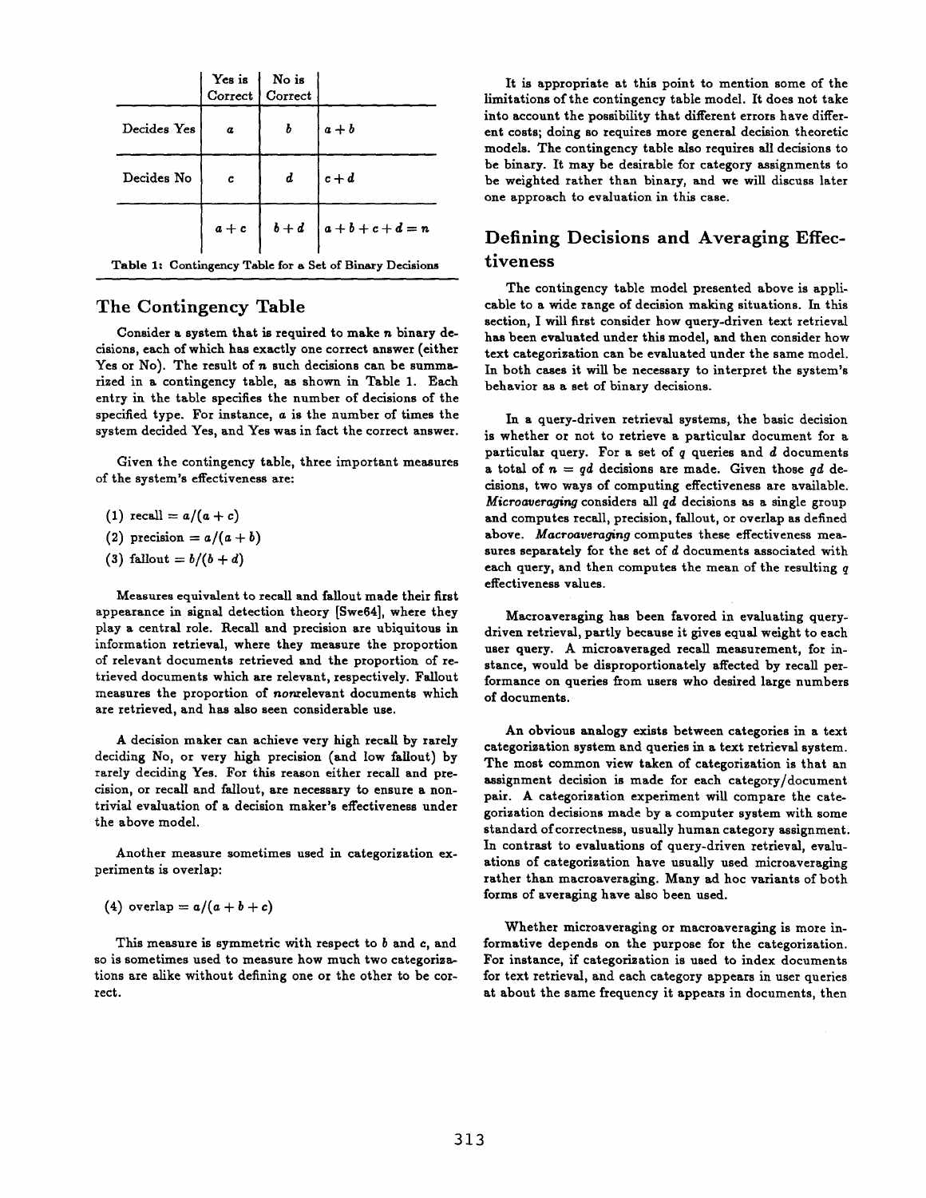|  | Yes is Correct | No is Correct |  |
| --- | --- | --- | --- |
| Decides Yes | $a$ | $b$ | $a+b$ |
| Decides No | $c$ | $d$ | $c+d$ |
|  | $a+c$ | $b+d$ | $a+b+c+d=n$ |

Table 1: Contingency Table for a Set of Binary Decisions

## The Contingency Table

Consider a system that is required to make $n$ binary decisions, each of which has exactly one correct answer (either Yes or No). The result of $n$ such decisions can be summarized in a contingency table, as shown in Table 1. Each entry in the table specifies the number of decisions of the specified type. For instance, $a$ is the number of times the system decided Yes, and Yes was in fact the correct answer.

Given the contingency table, three important measures of the system's effectiveness are:

(1) recall $= a/(a+c)$

(2) precision $= a/(a+b)$

(3) fallout $= b/(b+d)$

Measures equivalent to recall and fallout made their first appearance in signal detection theory [Swe64], where they play a central role. Recall and precision are ubiquitous in information retrieval, where they measure the proportion of relevant documents retrieved and the proportion of retrieved documents which are relevant, respectively. Fallout measures the proportion of *non*relevant documents which are retrieved, and has also seen considerable use.

A decision maker can achieve very high recall by rarely deciding No, or very high precision (and low fallout) by rarely deciding Yes. For this reason either recall and precision, or recall and fallout, are necessary to ensure a nontrivial evaluation of a decision maker's effectiveness under the above model.

Another measure sometimes used in categorization experiments is overlap:

(4) overlap $= a/(a+b+c)$

This measure is symmetric with respect to $b$ and $c$, and so is sometimes used to measure how much two categorizations are alike without defining one or the other to be correct.

It is appropriate at this point to mention some of the limitations of the contingency table model. It does not take into account the possibility that different errors have different costs; doing so requires more general decision theoretic models. The contingency table also requires all decisions to be binary. It may be desirable for category assignments to be weighted rather than binary, and we will discuss later one approach to evaluation in this case.

## Defining Decisions and Averaging Effectiveness

The contingency table model presented above is applicable to a wide range of decision making situations. In this section, I will first consider how query-driven text retrieval has been evaluated under this model, and then consider how text categorization can be evaluated under the same model. In both cases it will be necessary to interpret the system's behavior as a set of binary decisions.

In a query-driven retrieval systems, the basic decision is whether or not to retrieve a particular document for a particular query. For a set of $q$ queries and $d$ documents a total of $n = qd$ decisions are made. Given those $qd$ decisions, two ways of computing effectiveness are available. *Microaveraging* considers all $qd$ decisions as a single group and computes recall, precision, fallout, or overlap as defined above. *Macroaveraging* computes these effectiveness measures separately for the set of $d$ documents associated with each query, and then computes the mean of the resulting $q$ effectiveness values.

Macroaveraging has been favored in evaluating query-driven retrieval, partly because it gives equal weight to each user query. A microaveraged recall measurement, for instance, would be disproportionately affected by recall performance on queries from users who desired large numbers of documents.

An obvious analogy exists between categories in a text categorization system and queries in a text retrieval system. The most common view taken of categorization is that an assignment decision is made for each category/document pair. A categorization experiment will compare the categorization decisions made by a computer system with some standard of correctness, usually human category assignment. In contrast to evaluations of query-driven retrieval, evaluations of categorization have usually used microaveraging rather than macroaveraging. Many ad hoc variants of both forms of averaging have also been used.

Whether microaveraging or macroaveraging is more informative depends on the purpose for the categorization. For instance, if categorization is used to index documents for text retrieval, and each category appears in user queries at about the same frequency it appears in documents, then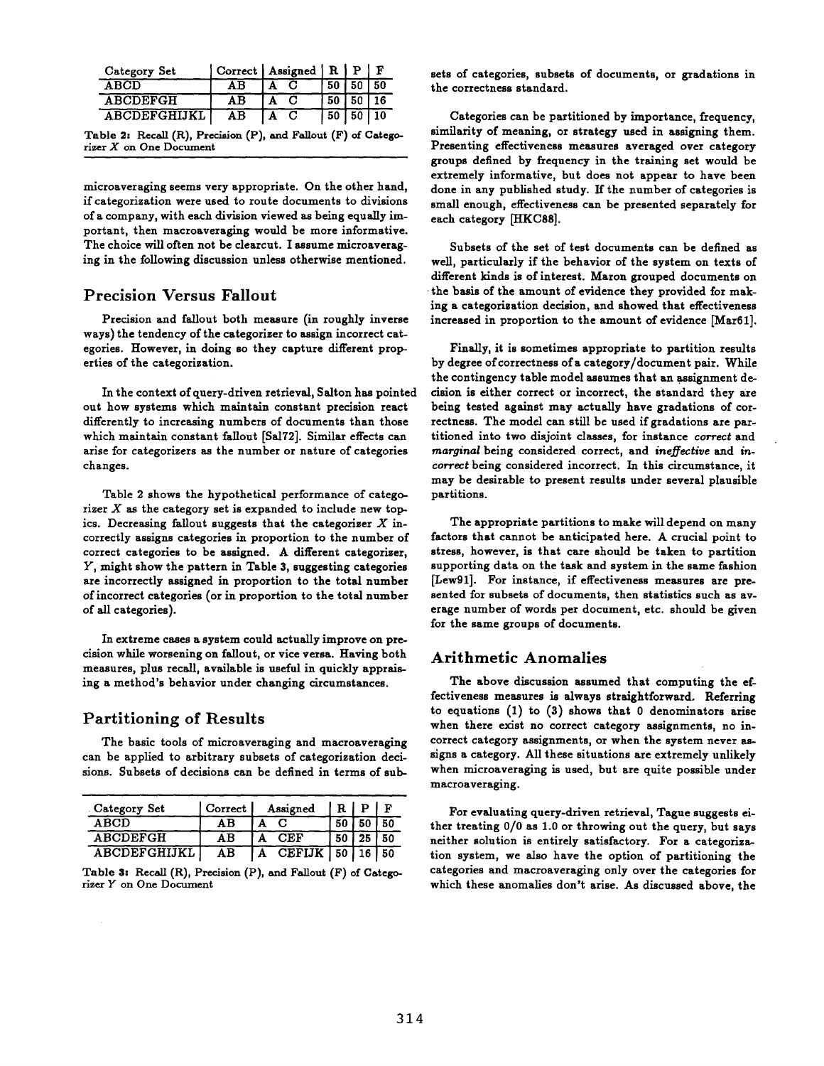| Category Set | Correct | Assigned | R | P | F |
|---|---|---|---|---|---|
| ABCD | AB | A C | 50 | 50 | 50 |
| ABCDEFGH | AB | A C | 50 | 50 | 16 |
| ABCDEFGHIJKL | AB | A C | 50 | 50 | 10 |

Table 2: Recall (R), Precision (P), and Fallout (F) of Categorizer $X$ on One Document

microaveraging seems very appropriate. On the other hand, if categorization were used to route documents to divisions of a company, with each division viewed as being equally important, then macroaveraging would be more informative. The choice will often not be clearcut. I assume microaveraging in the following discussion unless otherwise mentioned.

## Precision Versus Fallout

Precision and fallout both measure (in roughly inverse ways) the tendency of the categorizer to assign incorrect categories. However, in doing so they capture different properties of the categorization.

In the context of query-driven retrieval, Salton has pointed out how systems which maintain constant precision react differently to increasing numbers of documents than those which maintain constant fallout [Sal72]. Similar effects can arise for categorizers as the number or nature of categories changes.

Table 2 shows the hypothetical performance of categorizer $X$ as the category set is expanded to include new topics. Decreasing fallout suggests that the categorizer $X$ incorrectly assigns categories in proportion to the number of correct categories to be assigned. A different categorizer, $Y$, might show the pattern in Table 3, suggesting categories are incorrectly assigned in proportion to the total number of incorrect categories (or in proportion to the total number of all categories).

In extreme cases a system could actually improve on precision while worsening on fallout, or vice versa. Having both measures, plus recall, available is useful in quickly appraising a method's behavior under changing circumstances.

## Partitioning of Results

The basic tools of microaveraging and macroaveraging can be applied to arbitrary subsets of categorization decisions. Subsets of decisions can be defined in terms of subsets of categories, subsets of documents, or gradations in the correctness standard.

| Category Set | Correct | Assigned | R | P | F |
|---|---|---|---|---|---|
| ABCD | AB | A C | 50 | 50 | 50 |
| ABCDEFGH | AB | A CEF | 50 | 25 | 50 |
| ABCDEFGHIJKL | AB | A CEFIJK | 50 | 16 | 50 |

Table 3: Recall (R), Precision (P), and Fallout (F) of Categorizer $Y$ on One Document

Categories can be partitioned by importance, frequency, similarity of meaning, or strategy used in assigning them. Presenting effectiveness measures averaged over category groups defined by frequency in the training set would be extremely informative, but does not appear to have been done in any published study. If the number of categories is small enough, effectiveness can be presented separately for each category [HKC88].

Subsets of the set of test documents can be defined as well, particularly if the behavior of the system on texts of different kinds is of interest. Maron grouped documents on the basis of the amount of evidence they provided for making a categorization decision, and showed that effectiveness increased in proportion to the amount of evidence [Mar61].

Finally, it is sometimes appropriate to partition results by degree of correctness of a category/document pair. While the contingency table model assumes that an assignment decision is either correct or incorrect, the standard they are being tested against may actually have gradations of correctness. The model can still be used if gradations are partitioned into two disjoint classes, for instance *correct* and *marginal* being considered correct, and *ineffective* and *incorrect* being considered incorrect. In this circumstance, it may be desirable to present results under several plausible partitions.

The appropriate partitions to make will depend on many factors that cannot be anticipated here. A crucial point to stress, however, is that care should be taken to partition supporting data on the task and system in the same fashion [Lew91]. For instance, if effectiveness measures are presented for subsets of documents, then statistics such as average number of words per document, etc. should be given for the same groups of documents.

## Arithmetic Anomalies

The above discussion assumed that computing the effectiveness measures is always straightforward. Referring to equations (1) to (3) shows that 0 denominators arise when there exist no correct category assignments, no incorrect category assignments, or when the system never assigns a category. All these situations are extremely unlikely when microaveraging is used, but are quite possible under macroaveraging.

For evaluating query-driven retrieval, Tague suggests either treating 0/0 as 1.0 or throwing out the query, but says neither solution is entirely satisfactory. For a categorization system, we also have the option of partitioning the categories and macroaveraging only over the categories for which these anomalies don't arise. As discussed above, the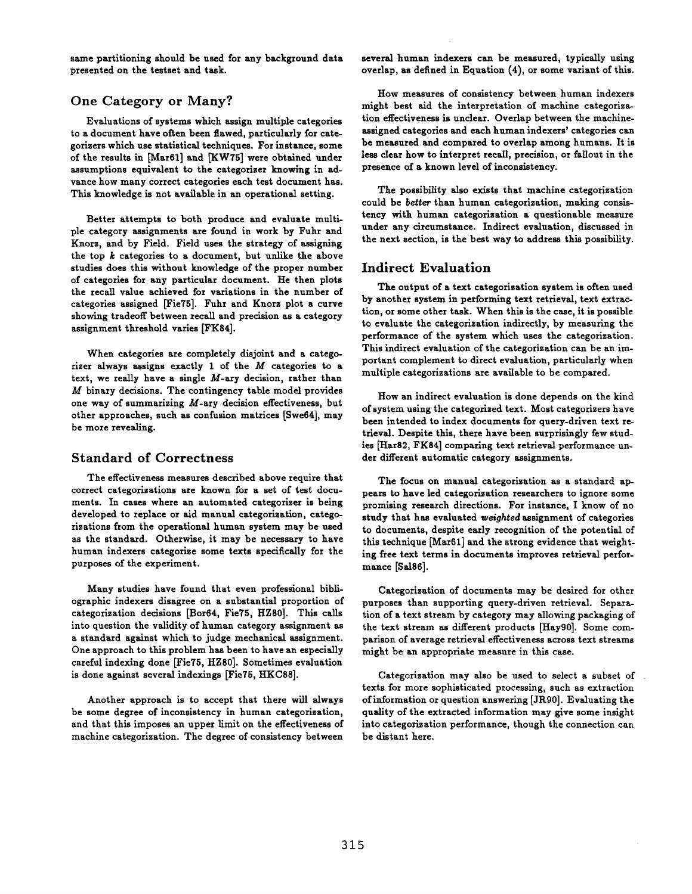same partitioning should be used for any background data presented on the testset and task.

## One Category or Many?

Evaluations of systems which assign multiple categories to a document have often been flawed, particularly for categorizers which use statistical techniques. For instance, some of the results in [Mar61] and [KW75] were obtained under assumptions equivalent to the categorizer knowing in advance how many correct categories each test document has. This knowledge is not available in an operational setting.

Better attempts to both produce and evaluate multiple category assignments are found in work by Fuhr and Knorz, and by Field. Field uses the strategy of assigning the top $k$ categories to a document, but unlike the above studies does this without knowledge of the proper number of categories for any particular document. He then plots the recall value achieved for variations in the number of categories assigned [Fie75]. Fuhr and Knorz plot a curve showing tradeoff between recall and precision as a category assignment threshold varies [FK84].

When categories are completely disjoint and a categorizer always assigns exactly 1 of the $M$ categories to a text, we really have a single $M$-ary decision, rather than $M$ binary decisions. The contingency table model provides one way of summarizing $M$-ary decision effectiveness, but other approaches, such as confusion matrices [Swe64], may be more revealing.

## Standard of Correctness

The effectiveness measures described above require that correct categorizations are known for a set of test documents. In cases where an automated categorizer is being developed to replace or aid manual categorization, categorizations from the operational human system may be used as the standard. Otherwise, it may be necessary to have human indexers categorize some texts specifically for the purposes of the experiment.

Many studies have found that even professional bibliographic indexers disagree on a substantial proportion of categorization decisions [Bor64, Fie75, HZ80]. This calls into question the validity of human category assignment as a standard against which to judge mechanical assignment. One approach to this problem has been to have an especially careful indexing done [Fie75, HZ80]. Sometimes evaluation is done against several indexings [Fie75, HKC88].

Another approach is to accept that there will always be some degree of inconsistency in human categorization, and that this imposes an upper limit on the effectiveness of machine categorization. The degree of consistency between several human indexers can be measured, typically using overlap, as defined in Equation (4), or some variant of this.

How measures of consistency between human indexers might best aid the interpretation of machine categorization effectiveness is unclear. Overlap between the machine-assigned categories and each human indexers' categories can be measured and compared to overlap among humans. It is less clear how to interpret recall, precision, or fallout in the presence of a known level of inconsistency.

The possibility also exists that machine categorization could be *better* than human categorization, making consistency with human categorization a questionable measure under any circumstance. Indirect evaluation, discussed in the next section, is the best way to address this possibility.

## Indirect Evaluation

The output of a text categorization system is often used by another system in performing text retrieval, text extraction, or some other task. When this is the case, it is possible to evaluate the categorization indirectly, by measuring the performance of the system which uses the categorization. This indirect evaluation of the categorization can be an important complement to direct evaluation, particularly when multiple categorizations are available to be compared.

How an indirect evaluation is done depends on the kind of system using the categorized text. Most categorizers have been intended to index documents for query-driven text retrieval. Despite this, there have been surprisingly few studies [Har82, FK84] comparing text retrieval performance under different automatic category assignments.

The focus on manual categorization as a standard appears to have led categorization researchers to ignore some promising research directions. For instance, I know of no study that has evaluated *weighted* assignment of categories to documents, despite early recognition of the potential of this technique [Mar61] and the strong evidence that weighting free text terms in documents improves retrieval performance [Sal86].

Categorization of documents may be desired for other purposes than supporting query-driven retrieval. Separation of a text stream by category may allowing packaging of the text stream as different products [Hay90]. Some comparison of average retrieval effectiveness across text streams might be an appropriate measure in this case.

Categorization may also be used to select a subset of texts for more sophisticated processing, such as extraction of information or question answering [JR90]. Evaluating the quality of the extracted information may give some insight into categorization performance, though the connection can be distant here.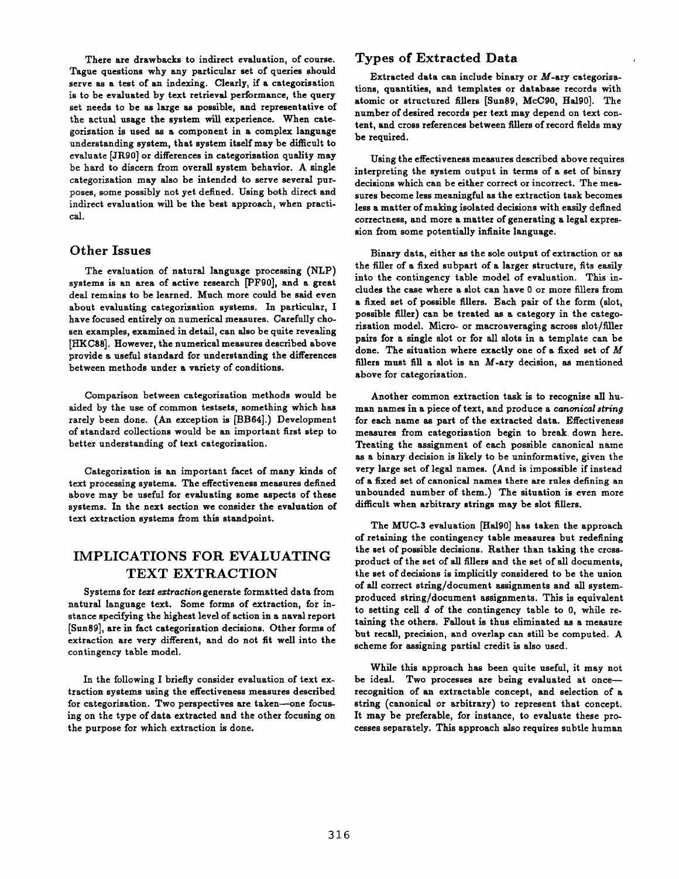There are drawbacks to indirect evaluation, of course. Tague questions why any particular set of queries should serve as a test of an indexing. Clearly, if a categorization is to be evaluated by text retrieval performance, the query set needs to be as large as possible, and representative of the actual usage the system will experience. When categorization is used as a component in a complex language understanding system, that system itself may be difficult to evaluate [JR90] or differences in categorization quality may be hard to discern from overall system behavior. A single categorization may also be intended to serve several purposes, some possibly not yet defined. Using both direct and indirect evaluation will be the best approach, when practical.

### Other Issues

The evaluation of natural language processing (NLP) systems is an area of active research [PF90], and a great deal remains to be learned. Much more could be said even about evaluating categorization systems. In particular, I have focused entirely on numerical measures. Carefully chosen examples, examined in detail, can also be quite revealing [HKC88]. However, the numerical measures described above provide a useful standard for understanding the differences between methods under a variety of conditions.

Comparison between categorization methods would be aided by the use of common testsets, something which has rarely been done. (An exception is [BB64].) Development of standard collections would be an important first step to better understanding of text categorization.

Categorization is an important facet of many kinds of text processing systems. The effectiveness measures defined above may be useful for evaluating some aspects of these systems. In the next section we consider the evaluation of text extraction systems from this standpoint.

## IMPLICATIONS FOR EVALUATING TEXT EXTRACTION

Systems for *text extraction* generate formatted data from natural language text. Some forms of extraction, for instance specifying the highest level of action in a naval report [Sun89], are in fact categorization decisions. Other forms of extraction are very different, and do not fit well into the contingency table model.

In the following I briefly consider evaluation of text extraction systems using the effectiveness measures described for categorization. Two perspectives are taken—one focusing on the type of data extracted and the other focusing on the purpose for which extraction is done.

### Types of Extracted Data

Extracted data can include binary or $M$-ary categorizations, quantities, and templates or database records with atomic or structured fillers [Sun89, McC90, Hal90]. The number of desired records per text may depend on text content, and cross references between fillers of record fields may be required.

Using the effectiveness measures described above requires interpreting the system output in terms of a set of binary decisions which can be either correct or incorrect. The measures become less meaningful as the extraction task becomes less a matter of making isolated decisions with easily defined correctness, and more a matter of generating a legal expression from some potentially infinite language.

Binary data, either as the sole output of extraction or as the filler of a fixed subpart of a larger structure, fits easily into the contingency table model of evaluation. This includes the case where a slot can have 0 or more fillers from a fixed set of possible fillers. Each pair of the form (slot, possible filler) can be treated as a category in the categorization model. Micro- or macroaveraging across slot/filler pairs for a single slot or for all slots in a template can be done. The situation where exactly one of a fixed set of $M$ fillers must fill a slot is an $M$-ary decision, as mentioned above for categorization.

Another common extraction task is to recognize all human names in a piece of text, and produce a *canonical string* for each name as part of the extracted data. Effectiveness measures from categorization begin to break down here. Treating the assignment of each possible canonical name as a binary decision is likely to be uninformative, given the very large set of legal names. (And is impossible if instead of a fixed set of canonical names there are rules defining an unbounded number of them.) The situation is even more difficult when arbitrary strings may be slot fillers.

The MUC-3 evaluation [Hal90] has taken the approach of retaining the contingency table measures but redefining the set of possible decisions. Rather than taking the cross-product of the set of all fillers and the set of all documents, the set of decisions is implicitly considered to be the union of all correct string/document assignments and all system-produced string/document assignments. This is equivalent to setting cell $d$ of the contingency table to 0, while retaining the others. Fallout is thus eliminated as a measure but recall, precision, and overlap can still be computed. A scheme for assigning partial credit is also used.

While this approach has been quite useful, it may not be ideal. Two processes are being evaluated at once—recognition of an extractable concept, and selection of a string (canonical or arbitrary) to represent that concept. It may be preferable, for instance, to evaluate these processes separately. This approach also requires subtle human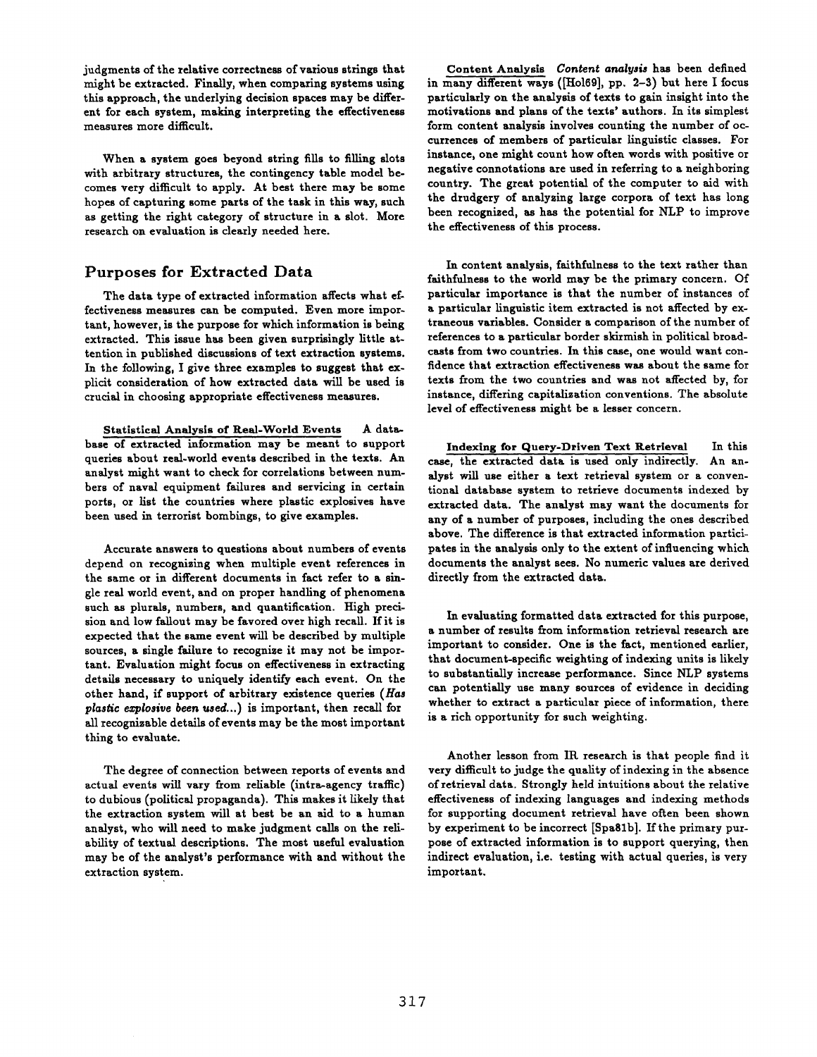judgments of the relative correctness of various strings that might be extracted. Finally, when comparing systems using this approach, the underlying decision spaces may be different for each system, making interpreting the effectiveness measures more difficult.

When a system goes beyond string fills to filling slots with arbitrary structures, the contingency table model becomes very difficult to apply. At best there may be some hopes of capturing some parts of the task in this way, such as getting the right category of structure in a slot. More research on evaluation is clearly needed here.

## Purposes for Extracted Data

The data type of extracted information affects what effectiveness measures can be computed. Even more important, however, is the purpose for which information is being extracted. This issue has been given surprisingly little attention in published discussions of text extraction systems. In the following, I give three examples to suggest that explicit consideration of how extracted data will be used is crucial in choosing appropriate effectiveness measures.

**Statistical Analysis of Real-World Events** A database of extracted information may be meant to support queries about real-world events described in the texts. An analyst might want to check for correlations between numbers of naval equipment failures and servicing in certain ports, or list the countries where plastic explosives have been used in terrorist bombings, to give examples.

Accurate answers to questions about numbers of events depend on recognizing when multiple event references in the same or in different documents in fact refer to a single real world event, and on proper handling of phenomena such as plurals, numbers, and quantification. High precision and low fallout may be favored over high recall. If it is expected that the same event will be described by multiple sources, a single failure to recognize it may not be important. Evaluation might focus on effectiveness in extracting details necessary to uniquely identify each event. On the other hand, if support of arbitrary existence queries (*Has plastic explosive been used...*) is important, then recall for all recognizable details of events may be the most important thing to evaluate.

The degree of connection between reports of events and actual events will vary from reliable (intra-agency traffic) to dubious (political propaganda). This makes it likely that the extraction system will at best be an aid to a human analyst, who will need to make judgment calls on the reliability of textual descriptions. The most useful evaluation may be of the analyst's performance with and without the extraction system.

**Content Analysis** *Content analysis* has been defined in many different ways ([Hol69], pp. 2–3) but here I focus particularly on the analysis of texts to gain insight into the motivations and plans of the texts' authors. In its simplest form content analysis involves counting the number of occurrences of members of particular linguistic classes. For instance, one might count how often words with positive or negative connotations are used in referring to a neighboring country. The great potential of the computer to aid with the drudgery of analyzing large corpora of text has long been recognized, as has the potential for NLP to improve the effectiveness of this process.

In content analysis, faithfulness to the text rather than faithfulness to the world may be the primary concern. Of particular importance is that the number of instances of a particular linguistic item extracted is not affected by extraneous variables. Consider a comparison of the number of references to a particular border skirmish in political broadcasts from two countries. In this case, one would want confidence that extraction effectiveness was about the same for texts from the two countries and was not affected by, for instance, differing capitalization conventions. The absolute level of effectiveness might be a lesser concern.

**Indexing for Query-Driven Text Retrieval** In this case, the extracted data is used only indirectly. An analyst will use either a text retrieval system or a conventional database system to retrieve documents indexed by extracted data. The analyst may want the documents for any of a number of purposes, including the ones described above. The difference is that extracted information participates in the analysis only to the extent of influencing which documents the analyst sees. No numeric values are derived directly from the extracted data.

In evaluating formatted data extracted for this purpose, a number of results from information retrieval research are important to consider. One is the fact, mentioned earlier, that document-specific weighting of indexing units is likely to substantially increase performance. Since NLP systems can potentially use many sources of evidence in deciding whether to extract a particular piece of information, there is a rich opportunity for such weighting.

Another lesson from IR research is that people find it very difficult to judge the quality of indexing in the absence of retrieval data. Strongly held intuitions about the relative effectiveness of indexing languages and indexing methods for supporting document retrieval have often been shown by experiment to be incorrect [Spa81b]. If the primary purpose of extracted information is to support querying, then indirect evaluation, i.e. testing with actual queries, is very important.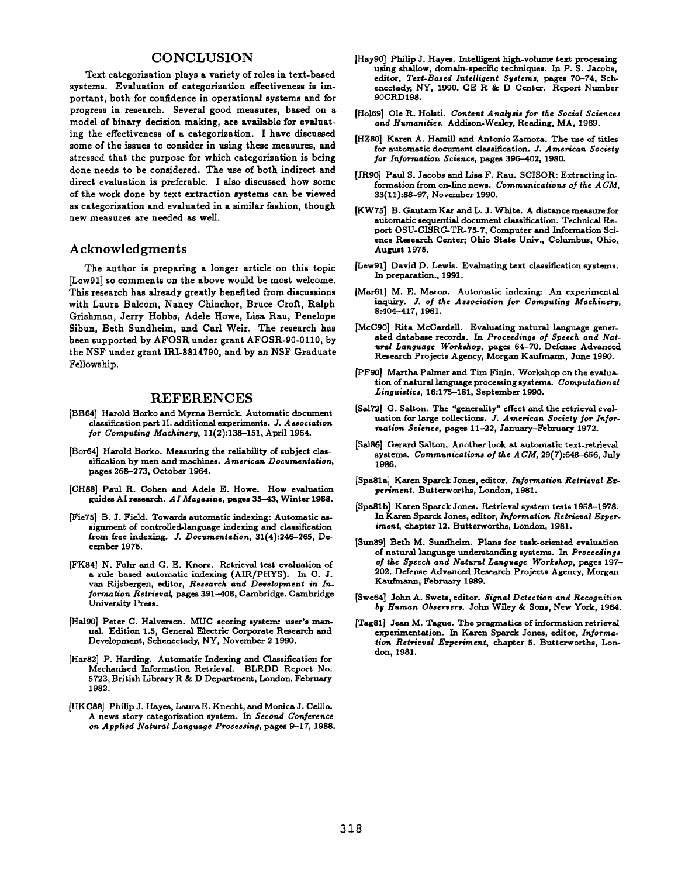## CONCLUSION

Text categorization plays a variety of roles in text-based systems. Evaluation of categorization effectiveness is important, both for confidence in operational systems and for progress in research. Several good measures, based on a model of binary decision making, are available for evaluating the effectiveness of a categorization. I have discussed some of the issues to consider in using these measures, and stressed that the purpose for which categorization is being done needs to be considered. The use of both indirect and direct evaluation is preferable. I also discussed how some of the work done by text extraction systems can be viewed as categorization and evaluated in a similar fashion, though new measures are needed as well.

## Acknowledgments

The author is preparing a longer article on this topic [Lew91] so comments on the above would be most welcome. This research has already greatly benefited from discussions with Laura Balcom, Nancy Chinchor, Bruce Croft, Ralph Grishman, Jerry Hobbs, Adele Howe, Lisa Rau, Penelope Sibun, Beth Sundheim, and Carl Weir. The research has been supported by AFOSR under grant AFOSR-90-0110, by the NSF under grant IRI-8814790, and by an NSF Graduate Fellowship.

## REFERENCES

[BB64] Harold Borko and Myrna Bernick. Automatic document classification part II. additional experiments. *J. Association for Computing Machinery*, 11(2):138–151, April 1964.

[Bor64] Harold Borko. Measuring the reliability of subject classification by men and machines. *American Documentation*, pages 268–273, October 1964.

[CH88] Paul R. Cohen and Adele E. Howe. How evaluation guides AI research. *AI Magazine*, pages 35–43, Winter 1988.

[Fie75] B. J. Field. Towards automatic indexing: Automatic assignment of controlled-language indexing and classification from free indexing. *J. Documentation*, 31(4):246–265, December 1975.

[FK84] N. Fuhr and G. E. Knorz. Retrieval test evaluation of a rule based automatic indexing (AIR/PHYS). In C. J. van Rijsbergen, editor, *Research and Development in Information Retrieval*, pages 391–408, Cambridge. Cambridge University Press.

[Hal90] Peter C. Halverson. MUC scoring system: user's manual. Edition 1.5, General Electric Corporate Research and Development, Schenectady, NY, November 2 1990.

[Har82] P. Harding. Automatic Indexing and Classification for Mechanised Information Retrieval. BLRDD Report No. 5723, British Library R & D Department, London, February 1982.

[HKC88] Philip J. Hayes, Laura E. Knecht, and Monica J. Cellio. A news story categorization system. In *Second Conference on Applied Natural Language Processing*, pages 9–17, 1988.

[Hay90] Philip J. Hayes. Intelligent high-volume text processing using shallow, domain-specific techniques. In P. S. Jacobs, editor, *Text-Based Intelligent Systems*, pages 70–74, Schenectady, NY, 1990. GE R & D Center. Report Number 90CRD198.

[Hol69] Ole R. Holsti. *Content Analysis for the Social Sciences and Humanities.* Addison-Wesley, Reading, MA, 1969.

[HZ80] Karen A. Hamill and Antonio Zamora. The use of titles for automatic document classification. *J. American Society for Information Science*, pages 396–402, 1980.

[JR90] Paul S. Jacobs and Lisa F. Rau. SCISOR: Extracting information from on-line news. *Communications of the ACM*, 33(11):88–97, November 1990.

[KW75] B. Gautam Kar and L. J. White. A distance measure for automatic sequential document classification. Technical Report OSU-CISRC-TR-75-7, Computer and Information Science Research Center; Ohio State Univ., Columbus, Ohio, August 1975.

[Lew91] David D. Lewis. Evaluating text classification systems. In preparation., 1991.

[Mar61] M. E. Maron. Automatic indexing: An experimental inquiry. *J. of the Association for Computing Machinery*, 8:404–417, 1961.

[McC90] Rita McCardell. Evaluating natural language generated database records. In *Proceedings of Speech and Natural Language Workshop*, pages 64–70. Defense Advanced Research Projects Agency, Morgan Kaufmann, June 1990.

[PF90] Martha Palmer and Tim Finin. Workshop on the evaluation of natural language processing systems. *Computational Linguistics*, 16:175–181, September 1990.

[Sal72] G. Salton. The "generality" effect and the retrieval evaluation for large collections. *J. American Society for Information Science*, pages 11–22, January–February 1972.

[Sal86] Gerard Salton. Another look at automatic text-retrieval systems. *Communications of the ACM*, 29(7):648–656, July 1986.

[Spa81a] Karen Sparck Jones, editor. *Information Retrieval Experiment.* Butterworths, London, 1981.

[Spa81b] Karen Sparck Jones. Retrieval system tests 1958–1978. In Karen Sparck Jones, editor, *Information Retrieval Experiment*, chapter 12. Butterworths, London, 1981.

[Sun89] Beth M. Sundheim. Plans for task-oriented evaluation of natural language understanding systems. In *Proceedings of the Speech and Natural Language Workshop*, pages 197–202. Defense Advanced Research Projects Agency, Morgan Kaufmann, February 1989.

[Swe64] John A. Swets, editor. *Signal Detection and Recognition by Human Observers.* John Wiley & Sons, New York, 1964.

[Tag81] Jean M. Tague. The pragmatics of information retrieval experimentation. In Karen Sparck Jones, editor, *Information Retrieval Experiment*, chapter 5. Butterworths, London, 1981.